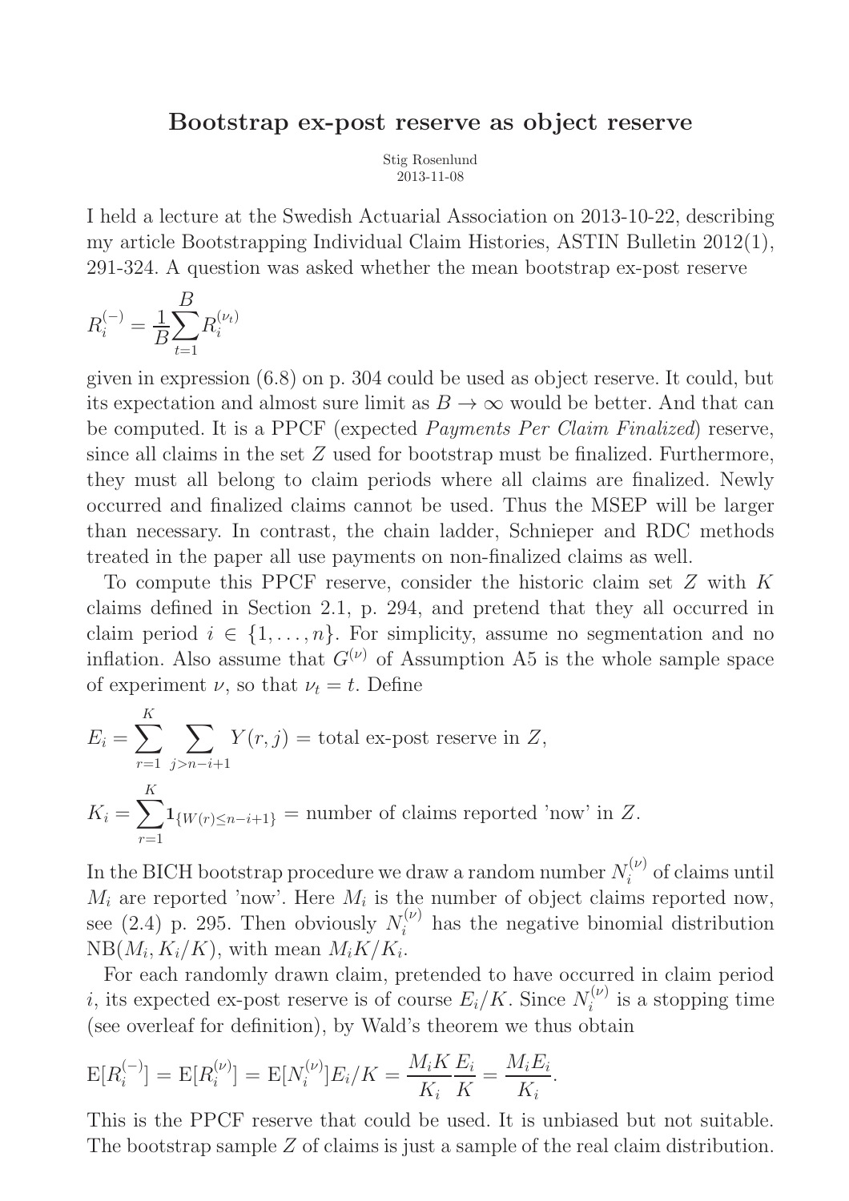# Bootstrap ex-post reserve as object reserve

Stig Rosenlund
2013-11-08

I held a lecture at the Swedish Actuarial Association on 2013-10-22, describing my article Bootstrapping Individual Claim Histories, ASTIN Bulletin 2012(1), 291-324. A question was asked whether the mean bootstrap ex-post reserve

$$R_i^{(-)} = \frac{1}{B}\sum_{t=1}^{B} R_i^{(\nu_t)}$$

given in expression (6.8) on p. 304 could be used as object reserve. It could, but its expectation and almost sure limit as $B \to \infty$ would be better. And that can be computed. It is a PPCF (expected *Payments Per Claim Finalized*) reserve, since all claims in the set $Z$ used for bootstrap must be finalized. Furthermore, they must all belong to claim periods where all claims are finalized. Newly occurred and finalized claims cannot be used. Thus the MSEP will be larger than necessary. In contrast, the chain ladder, Schnieper and RDC methods treated in the paper all use payments on non-finalized claims as well.

To compute this PPCF reserve, consider the historic claim set $Z$ with $K$ claims defined in Section 2.1, p. 294, and pretend that they all occurred in claim period $i \in \{1, \ldots, n\}$. For simplicity, assume no segmentation and no inflation. Also assume that $G^{(\nu)}$ of Assumption A5 is the whole sample space of experiment $\nu$, so that $\nu_t = t$. Define

$$E_i = \sum_{r=1}^{K} \sum_{j > n-i+1} Y(r,j) = \text{total ex-post reserve in } Z,$$

$$K_i = \sum_{r=1}^{K} \mathbf{1}_{\{W(r) \le n-i+1\}} = \text{number of claims reported 'now' in } Z.$$

In the BICH bootstrap procedure we draw a random number $N_i^{(\nu)}$ of claims until $M_i$ are reported 'now'. Here $M_i$ is the number of object claims reported now, see (2.4) p. 295. Then obviously $N_i^{(\nu)}$ has the negative binomial distribution $\mathrm{NB}(M_i, K_i/K)$, with mean $M_i K/K_i$.

For each randomly drawn claim, pretended to have occurred in claim period $i$, its expected ex-post reserve is of course $E_i/K$. Since $N_i^{(\nu)}$ is a stopping time (see overleaf for definition), by Wald's theorem we thus obtain

$$\mathrm{E}[R_i^{(-)}] = \mathrm{E}[R_i^{(\nu)}] = \mathrm{E}[N_i^{(\nu)}]E_i/K = \frac{M_i K}{K_i}\frac{E_i}{K} = \frac{M_i E_i}{K_i}.$$

This is the PPCF reserve that could be used. It is unbiased but not suitable. The bootstrap sample $Z$ of claims is just a sample of the real claim distribution.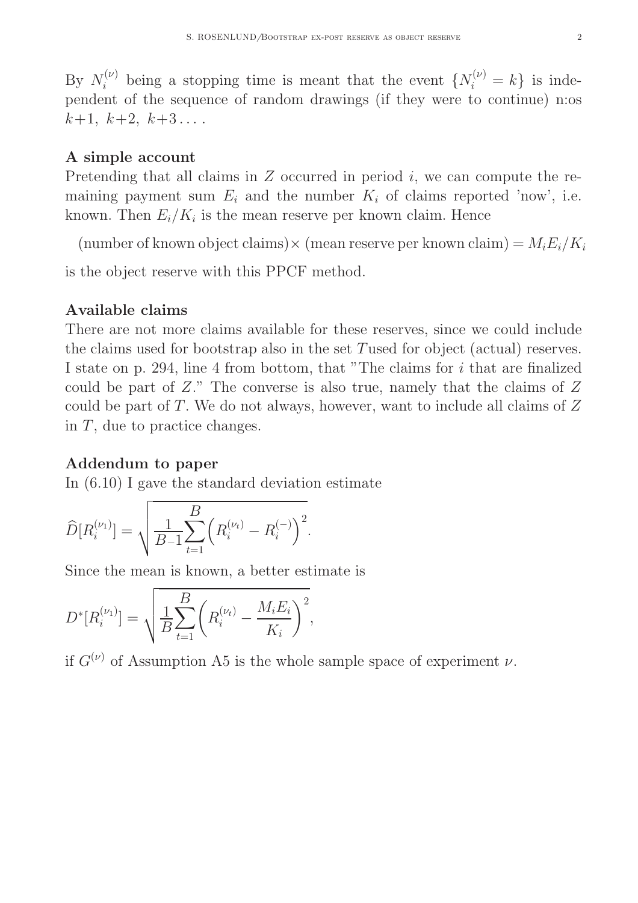By $N_i^{(\nu)}$ being a stopping time is meant that the event $\{N_i^{(\nu)} = k\}$ is independent of the sequence of random drawings (if they were to continue) n:os $k+1,\ k+2,\ k+3\ldots$ .

**A simple account**

Pretending that all claims in $Z$ occurred in period $i$, we can compute the remaining payment sum $E_i$ and the number $K_i$ of claims reported 'now', i.e. known. Then $E_i/K_i$ is the mean reserve per known claim. Hence

$$\text{(number of known object claims)} \times \text{(mean reserve per known claim)} = M_i E_i / K_i$$

is the object reserve with this PPCF method.

**Available claims**

There are not more claims available for these reserves, since we could include the claims used for bootstrap also in the set $T$used for object (actual) reserves. I state on p. 294, line 4 from bottom, that "The claims for $i$ that are finalized could be part of $Z$." The converse is also true, namely that the claims of $Z$ could be part of $T$. We do not always, however, want to include all claims of $Z$ in $T$, due to practice changes.

**Addendum to paper**

In (6.10) I gave the standard deviation estimate

$$\widehat{D}[R_i^{(\nu_1)}] = \sqrt{\frac{1}{B-1}\sum_{t=1}^{B}\Big(R_i^{(\nu_t)} - R_i^{(-)}\Big)^2}.$$

Since the mean is known, a better estimate is

$$D^*[R_i^{(\nu_1)}] = \sqrt{\frac{1}{B}\sum_{t=1}^{B}\left(R_i^{(\nu_t)} - \frac{M_i E_i}{K_i}\right)^2},$$

if $G^{(\nu)}$ of Assumption A5 is the whole sample space of experiment $\nu$.